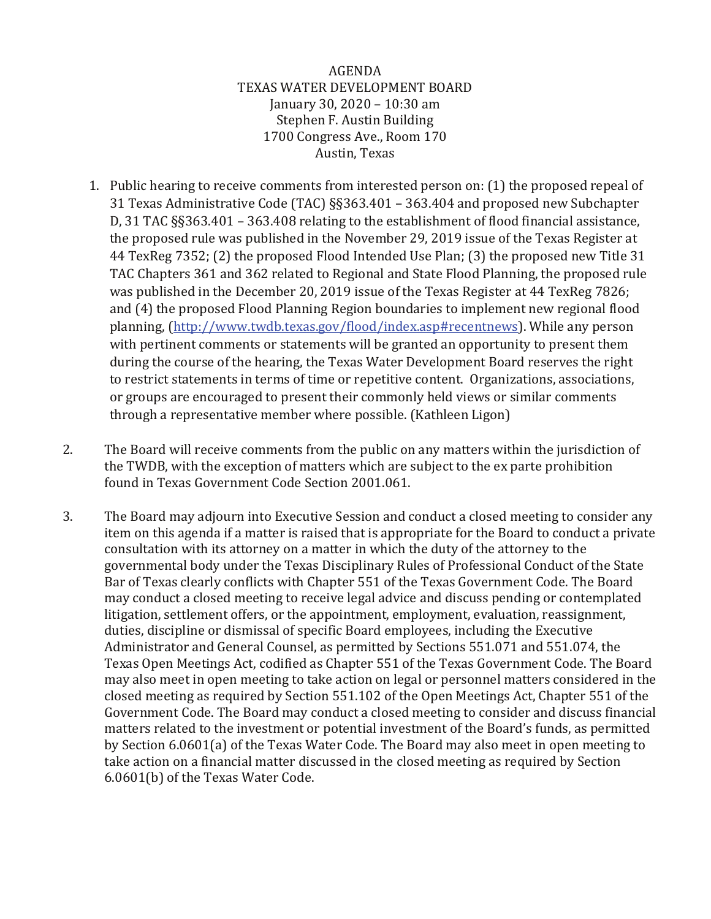AGENDA
TEXAS WATER DEVELOPMENT BOARD
January 30, 2020 – 10:30 am
Stephen F. Austin Building
1700 Congress Ave., Room 170
Austin, Texas

1. Public hearing to receive comments from interested person on: (1) the proposed repeal of 31 Texas Administrative Code (TAC) §§363.401 – 363.404 and proposed new Subchapter D, 31 TAC §§363.401 – 363.408 relating to the establishment of flood financial assistance, the proposed rule was published in the November 29, 2019 issue of the Texas Register at 44 TexReg 7352; (2) the proposed Flood Intended Use Plan; (3) the proposed new Title 31 TAC Chapters 361 and 362 related to Regional and State Flood Planning, the proposed rule was published in the December 20, 2019 issue of the Texas Register at 44 TexReg 7826; and (4) the proposed Flood Planning Region boundaries to implement new regional flood planning, (http://www.twdb.texas.gov/flood/index.asp#recentnews). While any person with pertinent comments or statements will be granted an opportunity to present them during the course of the hearing, the Texas Water Development Board reserves the right to restrict statements in terms of time or repetitive content. Organizations, associations, or groups are encouraged to present their commonly held views or similar comments through a representative member where possible. (Kathleen Ligon)

2. The Board will receive comments from the public on any matters within the jurisdiction of the TWDB, with the exception of matters which are subject to the ex parte prohibition found in Texas Government Code Section 2001.061.

3. The Board may adjourn into Executive Session and conduct a closed meeting to consider any item on this agenda if a matter is raised that is appropriate for the Board to conduct a private consultation with its attorney on a matter in which the duty of the attorney to the governmental body under the Texas Disciplinary Rules of Professional Conduct of the State Bar of Texas clearly conflicts with Chapter 551 of the Texas Government Code. The Board may conduct a closed meeting to receive legal advice and discuss pending or contemplated litigation, settlement offers, or the appointment, employment, evaluation, reassignment, duties, discipline or dismissal of specific Board employees, including the Executive Administrator and General Counsel, as permitted by Sections 551.071 and 551.074, the Texas Open Meetings Act, codified as Chapter 551 of the Texas Government Code. The Board may also meet in open meeting to take action on legal or personnel matters considered in the closed meeting as required by Section 551.102 of the Open Meetings Act, Chapter 551 of the Government Code. The Board may conduct a closed meeting to consider and discuss financial matters related to the investment or potential investment of the Board's funds, as permitted by Section 6.0601(a) of the Texas Water Code. The Board may also meet in open meeting to take action on a financial matter discussed in the closed meeting as required by Section 6.0601(b) of the Texas Water Code.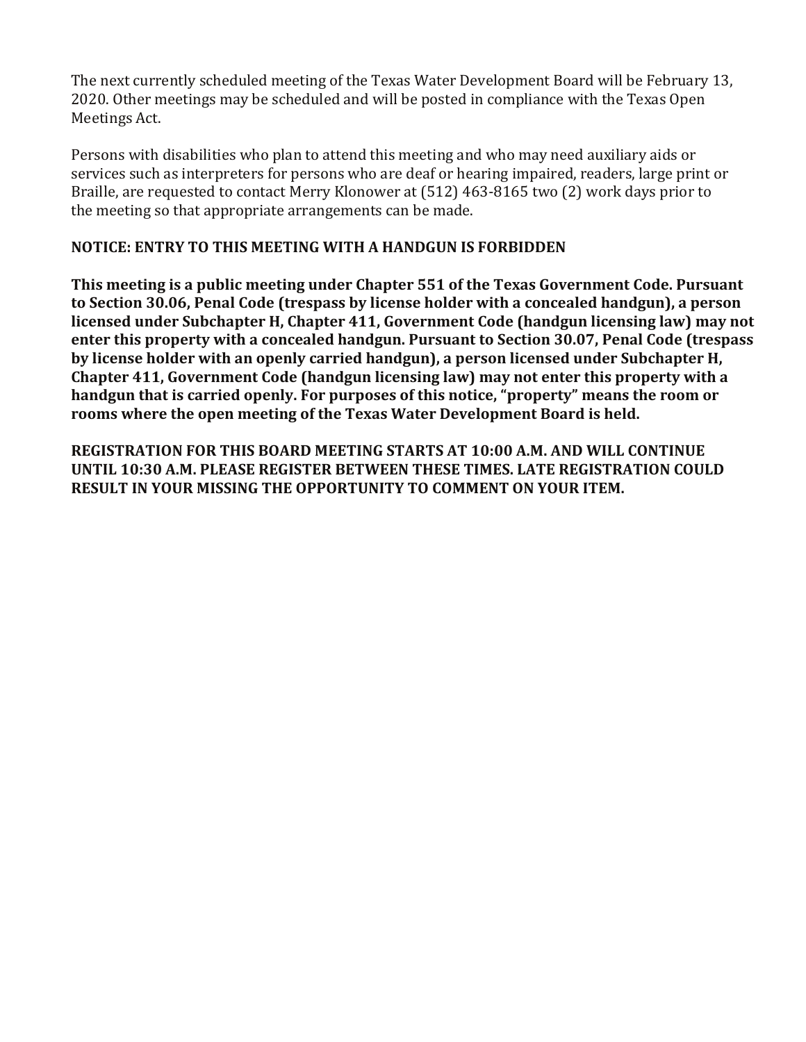The next currently scheduled meeting of the Texas Water Development Board will be February 13, 2020. Other meetings may be scheduled and will be posted in compliance with the Texas Open Meetings Act.

Persons with disabilities who plan to attend this meeting and who may need auxiliary aids or services such as interpreters for persons who are deaf or hearing impaired, readers, large print or Braille, are requested to contact Merry Klonower at (512) 463-8165 two (2) work days prior to the meeting so that appropriate arrangements can be made.

**NOTICE: ENTRY TO THIS MEETING WITH A HANDGUN IS FORBIDDEN**

**This meeting is a public meeting under Chapter 551 of the Texas Government Code. Pursuant to Section 30.06, Penal Code (trespass by license holder with a concealed handgun), a person licensed under Subchapter H, Chapter 411, Government Code (handgun licensing law) may not enter this property with a concealed handgun. Pursuant to Section 30.07, Penal Code (trespass by license holder with an openly carried handgun), a person licensed under Subchapter H, Chapter 411, Government Code (handgun licensing law) may not enter this property with a handgun that is carried openly. For purposes of this notice, "property" means the room or rooms where the open meeting of the Texas Water Development Board is held.**

**REGISTRATION FOR THIS BOARD MEETING STARTS AT 10:00 A.M. AND WILL CONTINUE UNTIL 10:30 A.M. PLEASE REGISTER BETWEEN THESE TIMES. LATE REGISTRATION COULD RESULT IN YOUR MISSING THE OPPORTUNITY TO COMMENT ON YOUR ITEM.**